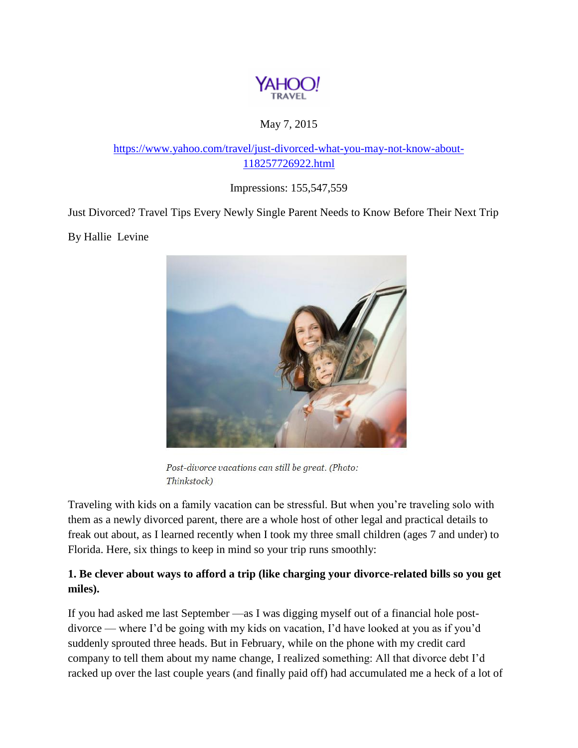YAHOO! TRAVEL

May 7, 2015

https://www.yahoo.com/travel/just-divorced-what-you-may-not-know-about-118257726922.html

Impressions: 155,547,559

Just Divorced? Travel Tips Every Newly Single Parent Needs to Know Before Their Next Trip

By Hallie Levine

*Post-divorce vacations can still be great. (Photo: Thinkstock)*

Traveling with kids on a family vacation can be stressful. But when you're traveling solo with them as a newly divorced parent, there are a whole host of other legal and practical details to freak out about, as I learned recently when I took my three small children (ages 7 and under) to Florida. Here, six things to keep in mind so your trip runs smoothly:

**1. Be clever about ways to afford a trip (like charging your divorce-related bills so you get miles).**

If you had asked me last September —as I was digging myself out of a financial hole post-divorce — where I'd be going with my kids on vacation, I'd have looked at you as if you'd suddenly sprouted three heads. But in February, while on the phone with my credit card company to tell them about my name change, I realized something: All that divorce debt I'd racked up over the last couple years (and finally paid off) had accumulated me a heck of a lot of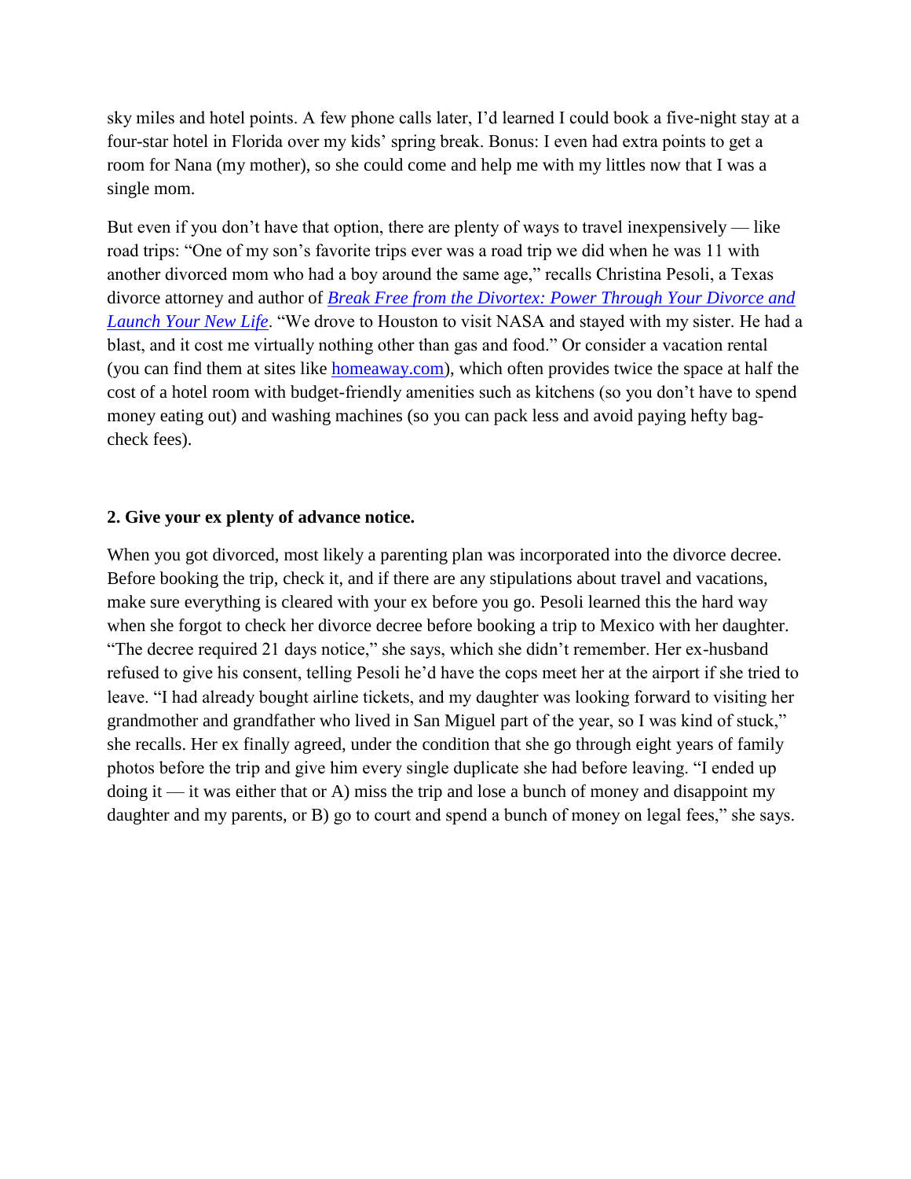sky miles and hotel points. A few phone calls later, I'd learned I could book a five-night stay at a four-star hotel in Florida over my kids' spring break. Bonus: I even had extra points to get a room for Nana (my mother), so she could come and help me with my littles now that I was a single mom.

But even if you don't have that option, there are plenty of ways to travel inexpensively — like road trips: "One of my son's favorite trips ever was a road trip we did when he was 11 with another divorced mom who had a boy around the same age," recalls Christina Pesoli, a Texas divorce attorney and author of *Break Free from the Divortex: Power Through Your Divorce and Launch Your New Life*. "We drove to Houston to visit NASA and stayed with my sister. He had a blast, and it cost me virtually nothing other than gas and food." Or consider a vacation rental (you can find them at sites like homeaway.com), which often provides twice the space at half the cost of a hotel room with budget-friendly amenities such as kitchens (so you don't have to spend money eating out) and washing machines (so you can pack less and avoid paying hefty bag-check fees).

**2. Give your ex plenty of advance notice.**

When you got divorced, most likely a parenting plan was incorporated into the divorce decree. Before booking the trip, check it, and if there are any stipulations about travel and vacations, make sure everything is cleared with your ex before you go. Pesoli learned this the hard way when she forgot to check her divorce decree before booking a trip to Mexico with her daughter. "The decree required 21 days notice," she says, which she didn't remember. Her ex-husband refused to give his consent, telling Pesoli he'd have the cops meet her at the airport if she tried to leave. "I had already bought airline tickets, and my daughter was looking forward to visiting her grandmother and grandfather who lived in San Miguel part of the year, so I was kind of stuck," she recalls. Her ex finally agreed, under the condition that she go through eight years of family photos before the trip and give him every single duplicate she had before leaving. "I ended up doing it — it was either that or A) miss the trip and lose a bunch of money and disappoint my daughter and my parents, or B) go to court and spend a bunch of money on legal fees," she says.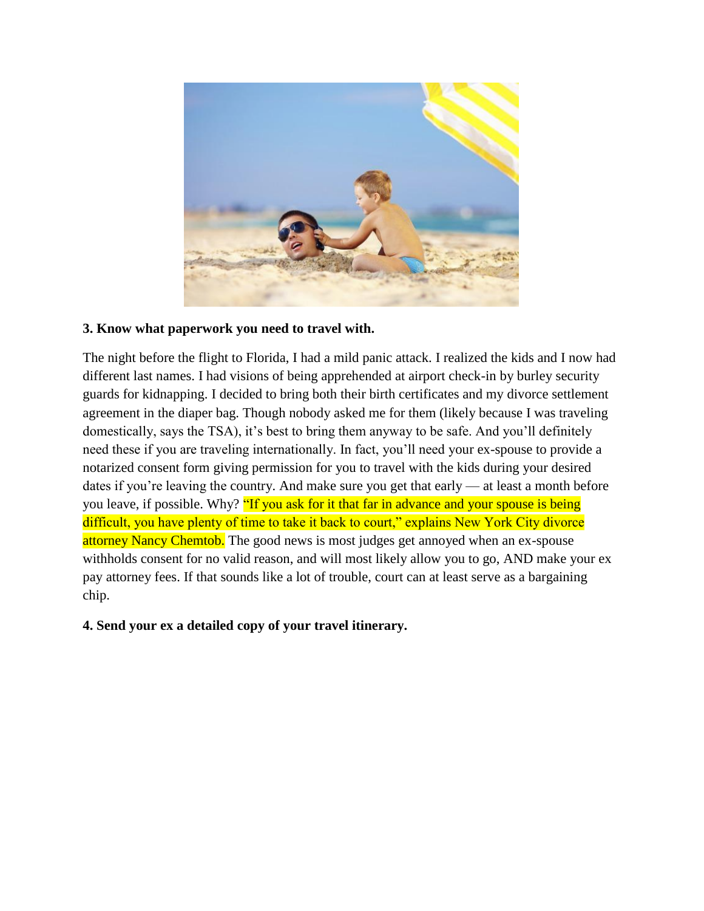**3. Know what paperwork you need to travel with.**

The night before the flight to Florida, I had a mild panic attack. I realized the kids and I now had different last names. I had visions of being apprehended at airport check-in by burley security guards for kidnapping. I decided to bring both their birth certificates and my divorce settlement agreement in the diaper bag. Though nobody asked me for them (likely because I was traveling domestically, says the TSA), it's best to bring them anyway to be safe. And you'll definitely need these if you are traveling internationally. In fact, you'll need your ex-spouse to provide a notarized consent form giving permission for you to travel with the kids during your desired dates if you're leaving the country. And make sure you get that early — at least a month before you leave, if possible. Why? "If you ask for it that far in advance and your spouse is being difficult, you have plenty of time to take it back to court," explains New York City divorce attorney Nancy Chemtob. The good news is most judges get annoyed when an ex-spouse withholds consent for no valid reason, and will most likely allow you to go, AND make your ex pay attorney fees. If that sounds like a lot of trouble, court can at least serve as a bargaining chip.

**4. Send your ex a detailed copy of your travel itinerary.**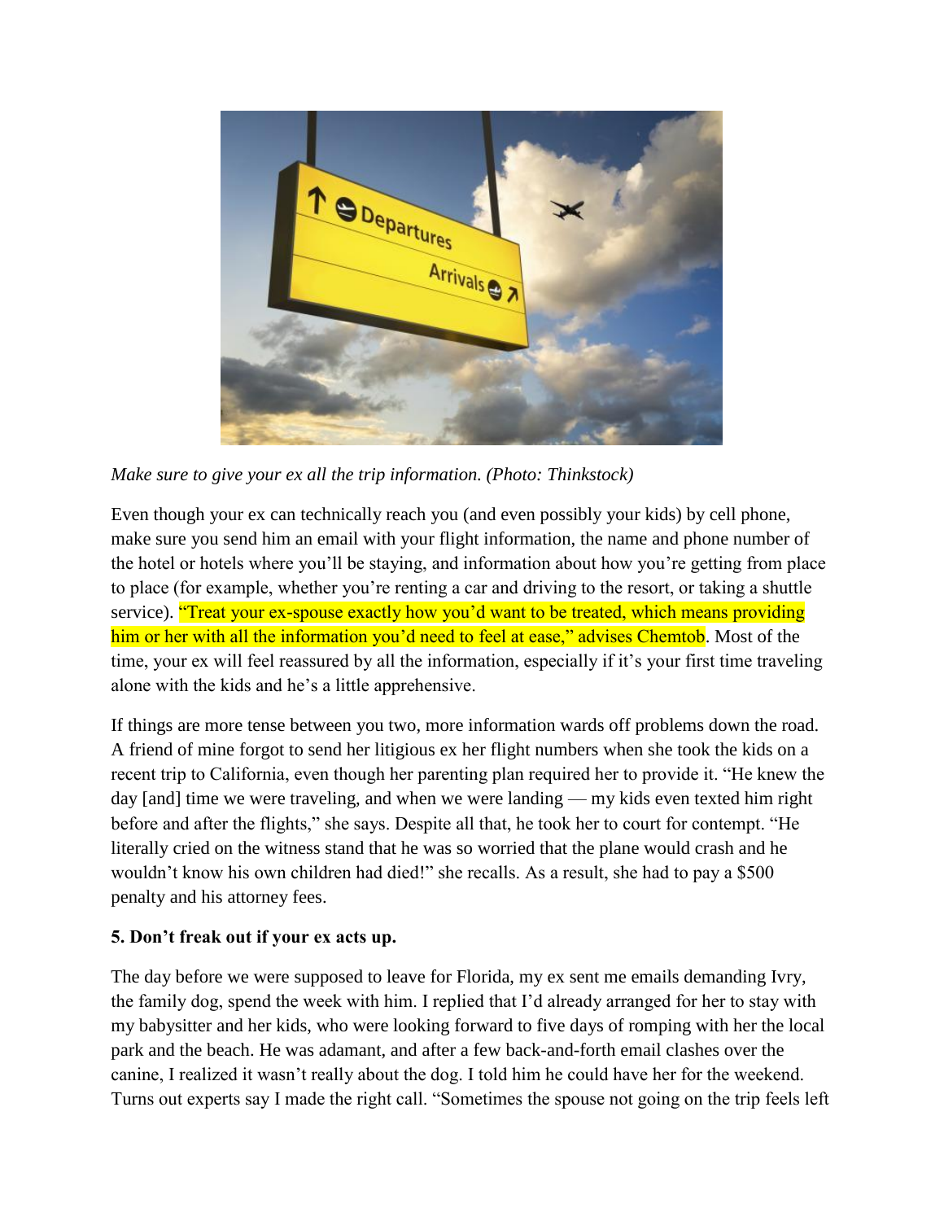*Make sure to give your ex all the trip information. (Photo: Thinkstock)*

Even though your ex can technically reach you (and even possibly your kids) by cell phone, make sure you send him an email with your flight information, the name and phone number of the hotel or hotels where you'll be staying, and information about how you're getting from place to place (for example, whether you're renting a car and driving to the resort, or taking a shuttle service). "Treat your ex-spouse exactly how you'd want to be treated, which means providing him or her with all the information you'd need to feel at ease," advises Chemtob. Most of the time, your ex will feel reassured by all the information, especially if it's your first time traveling alone with the kids and he's a little apprehensive.

If things are more tense between you two, more information wards off problems down the road. A friend of mine forgot to send her litigious ex her flight numbers when she took the kids on a recent trip to California, even though her parenting plan required her to provide it. "He knew the day [and] time we were traveling, and when we were landing — my kids even texted him right before and after the flights," she says. Despite all that, he took her to court for contempt. "He literally cried on the witness stand that he was so worried that the plane would crash and he wouldn't know his own children had died!" she recalls. As a result, she had to pay a $500 penalty and his attorney fees.

**5. Don't freak out if your ex acts up.**

The day before we were supposed to leave for Florida, my ex sent me emails demanding Ivry, the family dog, spend the week with him. I replied that I'd already arranged for her to stay with my babysitter and her kids, who were looking forward to five days of romping with her the local park and the beach. He was adamant, and after a few back-and-forth email clashes over the canine, I realized it wasn't really about the dog. I told him he could have her for the weekend. Turns out experts say I made the right call. "Sometimes the spouse not going on the trip feels left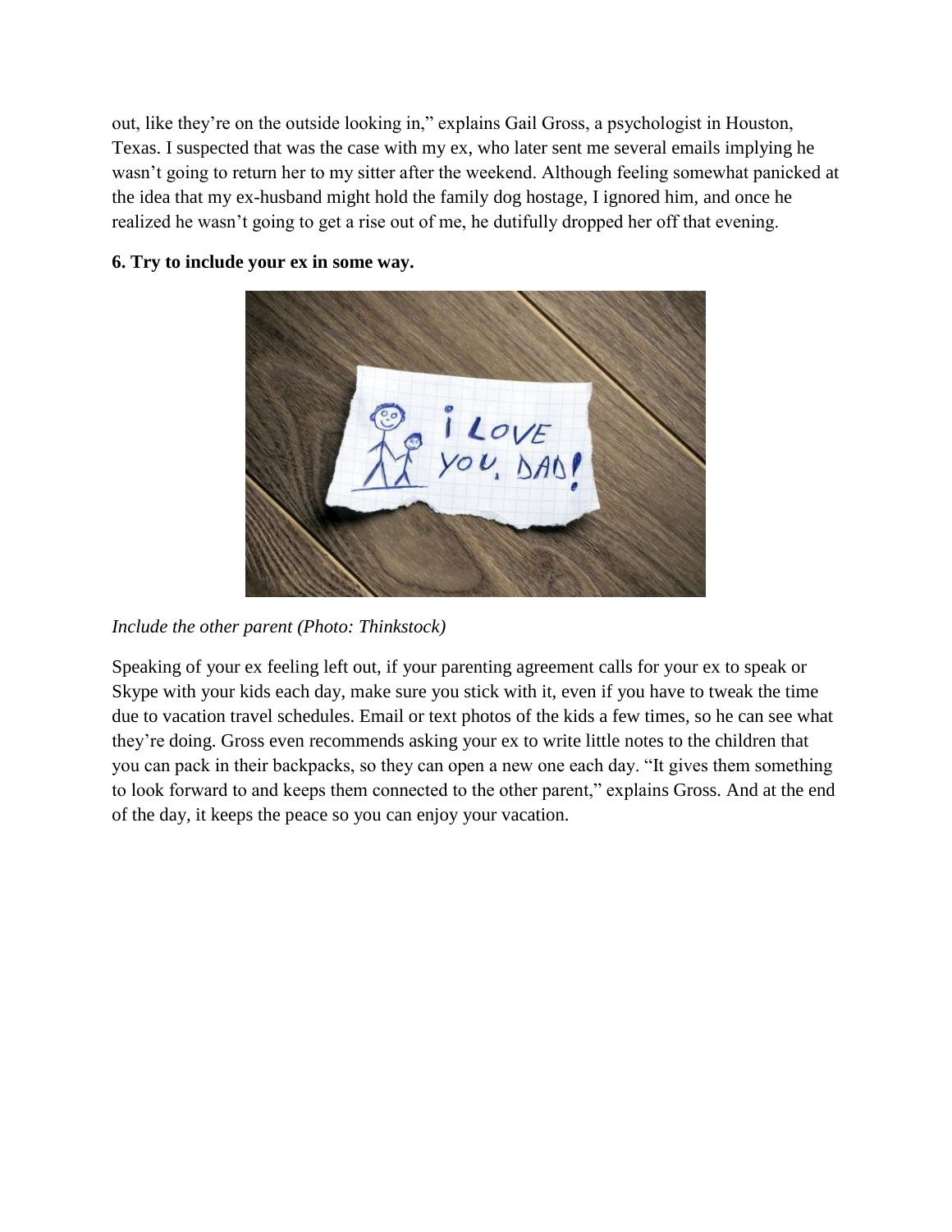out, like they're on the outside looking in," explains Gail Gross, a psychologist in Houston, Texas. I suspected that was the case with my ex, who later sent me several emails implying he wasn't going to return her to my sitter after the weekend. Although feeling somewhat panicked at the idea that my ex-husband might hold the family dog hostage, I ignored him, and once he realized he wasn't going to get a rise out of me, he dutifully dropped her off that evening.

**6. Try to include your ex in some way.**

*Include the other parent (Photo: Thinkstock)*

Speaking of your ex feeling left out, if your parenting agreement calls for your ex to speak or Skype with your kids each day, make sure you stick with it, even if you have to tweak the time due to vacation travel schedules. Email or text photos of the kids a few times, so he can see what they're doing. Gross even recommends asking your ex to write little notes to the children that you can pack in their backpacks, so they can open a new one each day. "It gives them something to look forward to and keeps them connected to the other parent," explains Gross. And at the end of the day, it keeps the peace so you can enjoy your vacation.